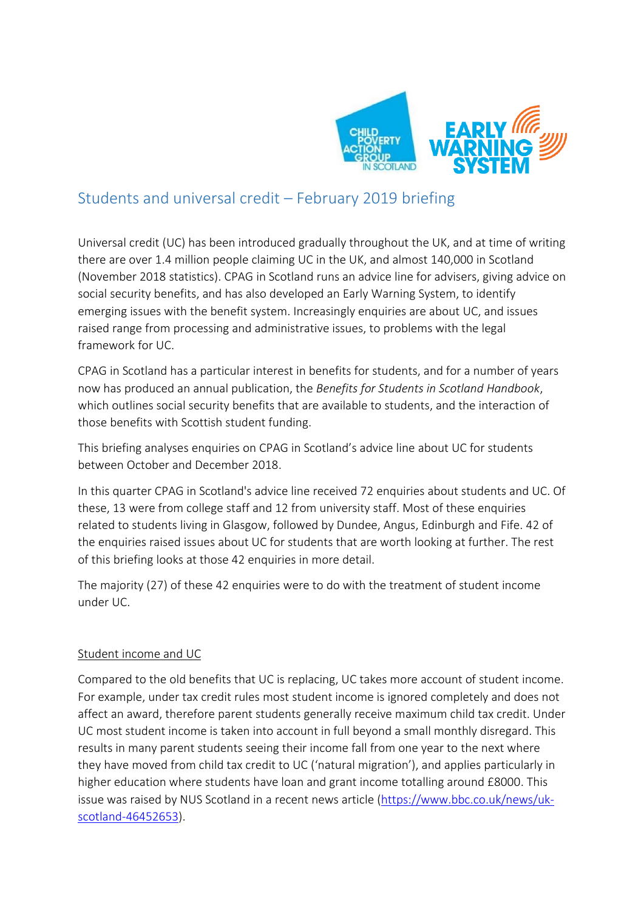# Students and universal credit – February 2019 briefing

Universal credit (UC) has been introduced gradually throughout the UK, and at time of writing there are over 1.4 million people claiming UC in the UK, and almost 140,000 in Scotland (November 2018 statistics). CPAG in Scotland runs an advice line for advisers, giving advice on social security benefits, and has also developed an Early Warning System, to identify emerging issues with the benefit system. Increasingly enquiries are about UC, and issues raised range from processing and administrative issues, to problems with the legal framework for UC.

CPAG in Scotland has a particular interest in benefits for students, and for a number of years now has produced an annual publication, the *Benefits for Students in Scotland Handbook*, which outlines social security benefits that are available to students, and the interaction of those benefits with Scottish student funding.

This briefing analyses enquiries on CPAG in Scotland's advice line about UC for students between October and December 2018.

In this quarter CPAG in Scotland's advice line received 72 enquiries about students and UC. Of these, 13 were from college staff and 12 from university staff. Most of these enquiries related to students living in Glasgow, followed by Dundee, Angus, Edinburgh and Fife. 42 of the enquiries raised issues about UC for students that are worth looking at further. The rest of this briefing looks at those 42 enquiries in more detail.

The majority (27) of these 42 enquiries were to do with the treatment of student income under UC.

## Student income and UC

Compared to the old benefits that UC is replacing, UC takes more account of student income. For example, under tax credit rules most student income is ignored completely and does not affect an award, therefore parent students generally receive maximum child tax credit. Under UC most student income is taken into account in full beyond a small monthly disregard. This results in many parent students seeing their income fall from one year to the next where they have moved from child tax credit to UC ('natural migration'), and applies particularly in higher education where students have loan and grant income totalling around £8000. This issue was raised by NUS Scotland in a recent news article (https://www.bbc.co.uk/news/uk-scotland-46452653).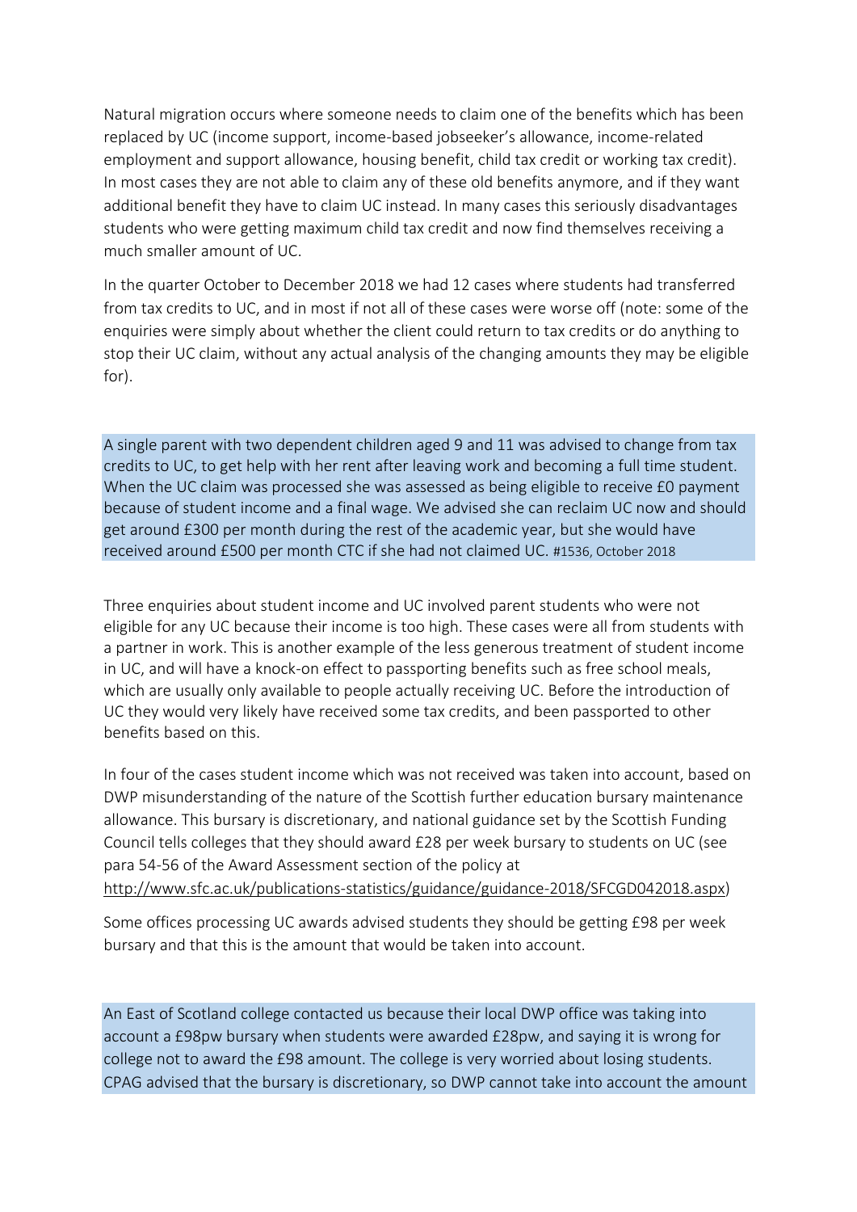Natural migration occurs where someone needs to claim one of the benefits which has been replaced by UC (income support, income-based jobseeker's allowance, income-related employment and support allowance, housing benefit, child tax credit or working tax credit). In most cases they are not able to claim any of these old benefits anymore, and if they want additional benefit they have to claim UC instead. In many cases this seriously disadvantages students who were getting maximum child tax credit and now find themselves receiving a much smaller amount of UC.

In the quarter October to December 2018 we had 12 cases where students had transferred from tax credits to UC, and in most if not all of these cases were worse off (note: some of the enquiries were simply about whether the client could return to tax credits or do anything to stop their UC claim, without any actual analysis of the changing amounts they may be eligible for).

> A single parent with two dependent children aged 9 and 11 was advised to change from tax credits to UC, to get help with her rent after leaving work and becoming a full time student. When the UC claim was processed she was assessed as being eligible to receive £0 payment because of student income and a final wage. We advised she can reclaim UC now and should get around £300 per month during the rest of the academic year, but she would have received around £500 per month CTC if she had not claimed UC. #1536, October 2018

Three enquiries about student income and UC involved parent students who were not eligible for any UC because their income is too high. These cases were all from students with a partner in work. This is another example of the less generous treatment of student income in UC, and will have a knock-on effect to passporting benefits such as free school meals, which are usually only available to people actually receiving UC. Before the introduction of UC they would very likely have received some tax credits, and been passported to other benefits based on this.

In four of the cases student income which was not received was taken into account, based on DWP misunderstanding of the nature of the Scottish further education bursary maintenance allowance. This bursary is discretionary, and national guidance set by the Scottish Funding Council tells colleges that they should award £28 per week bursary to students on UC (see para 54-56 of the Award Assessment section of the policy at http://www.sfc.ac.uk/publications-statistics/guidance/guidance-2018/SFCGD042018.aspx)

Some offices processing UC awards advised students they should be getting £98 per week bursary and that this is the amount that would be taken into account.

> An East of Scotland college contacted us because their local DWP office was taking into account a £98pw bursary when students were awarded £28pw, and saying it is wrong for college not to award the £98 amount. The college is very worried about losing students. CPAG advised that the bursary is discretionary, so DWP cannot take into account the amount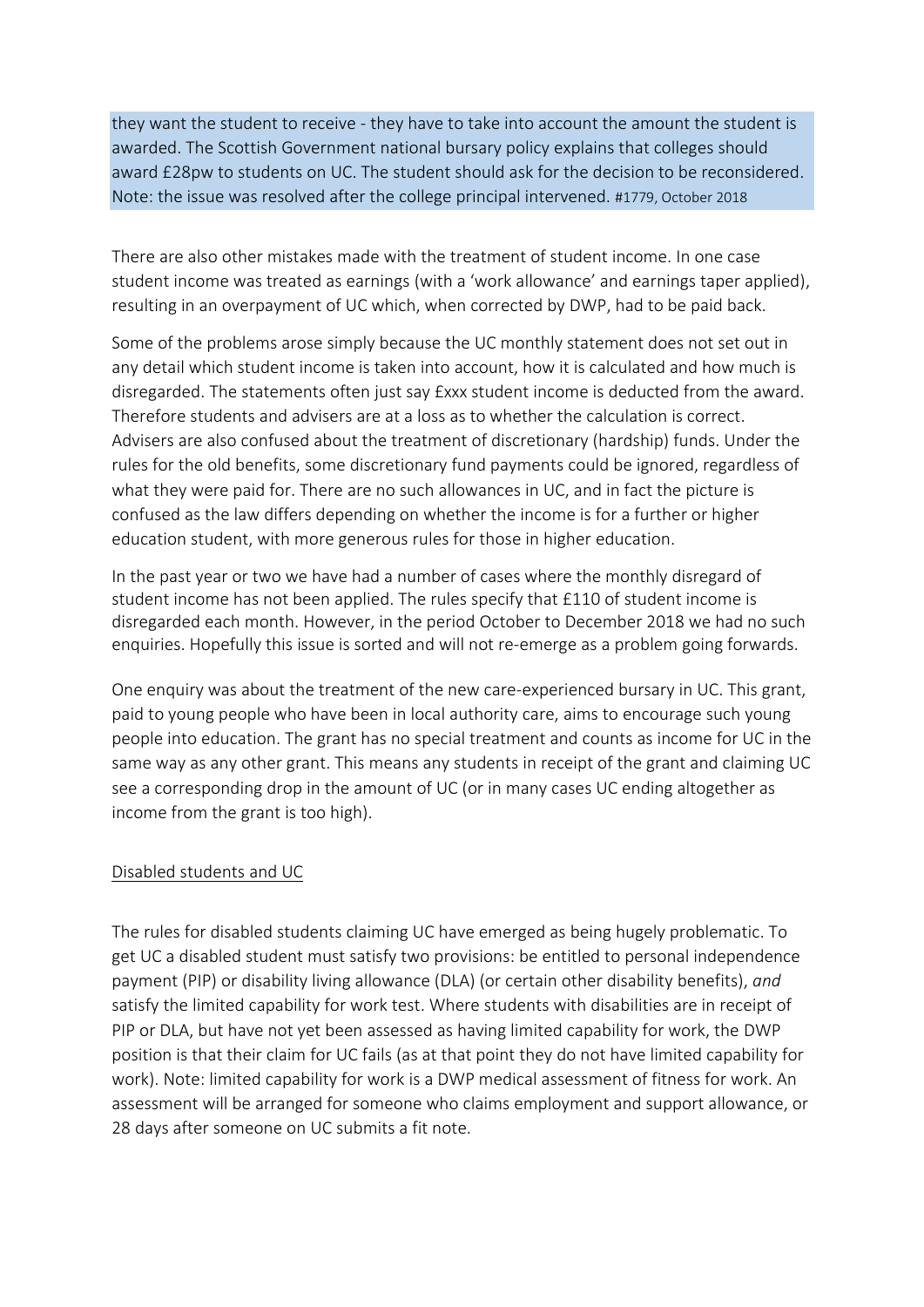they want the student to receive - they have to take into account the amount the student is awarded. The Scottish Government national bursary policy explains that colleges should award £28pw to students on UC. The student should ask for the decision to be reconsidered. Note: the issue was resolved after the college principal intervened. #1779, October 2018

There are also other mistakes made with the treatment of student income. In one case student income was treated as earnings (with a 'work allowance' and earnings taper applied), resulting in an overpayment of UC which, when corrected by DWP, had to be paid back.

Some of the problems arose simply because the UC monthly statement does not set out in any detail which student income is taken into account, how it is calculated and how much is disregarded. The statements often just say £xxx student income is deducted from the award. Therefore students and advisers are at a loss as to whether the calculation is correct. Advisers are also confused about the treatment of discretionary (hardship) funds. Under the rules for the old benefits, some discretionary fund payments could be ignored, regardless of what they were paid for. There are no such allowances in UC, and in fact the picture is confused as the law differs depending on whether the income is for a further or higher education student, with more generous rules for those in higher education.

In the past year or two we have had a number of cases where the monthly disregard of student income has not been applied. The rules specify that £110 of student income is disregarded each month. However, in the period October to December 2018 we had no such enquiries. Hopefully this issue is sorted and will not re-emerge as a problem going forwards.

One enquiry was about the treatment of the new care-experienced bursary in UC. This grant, paid to young people who have been in local authority care, aims to encourage such young people into education. The grant has no special treatment and counts as income for UC in the same way as any other grant. This means any students in receipt of the grant and claiming UC see a corresponding drop in the amount of UC (or in many cases UC ending altogether as income from the grant is too high).

## Disabled students and UC

The rules for disabled students claiming UC have emerged as being hugely problematic. To get UC a disabled student must satisfy two provisions: be entitled to personal independence payment (PIP) or disability living allowance (DLA) (or certain other disability benefits), *and* satisfy the limited capability for work test. Where students with disabilities are in receipt of PIP or DLA, but have not yet been assessed as having limited capability for work, the DWP position is that their claim for UC fails (as at that point they do not have limited capability for work). Note: limited capability for work is a DWP medical assessment of fitness for work. An assessment will be arranged for someone who claims employment and support allowance, or 28 days after someone on UC submits a fit note.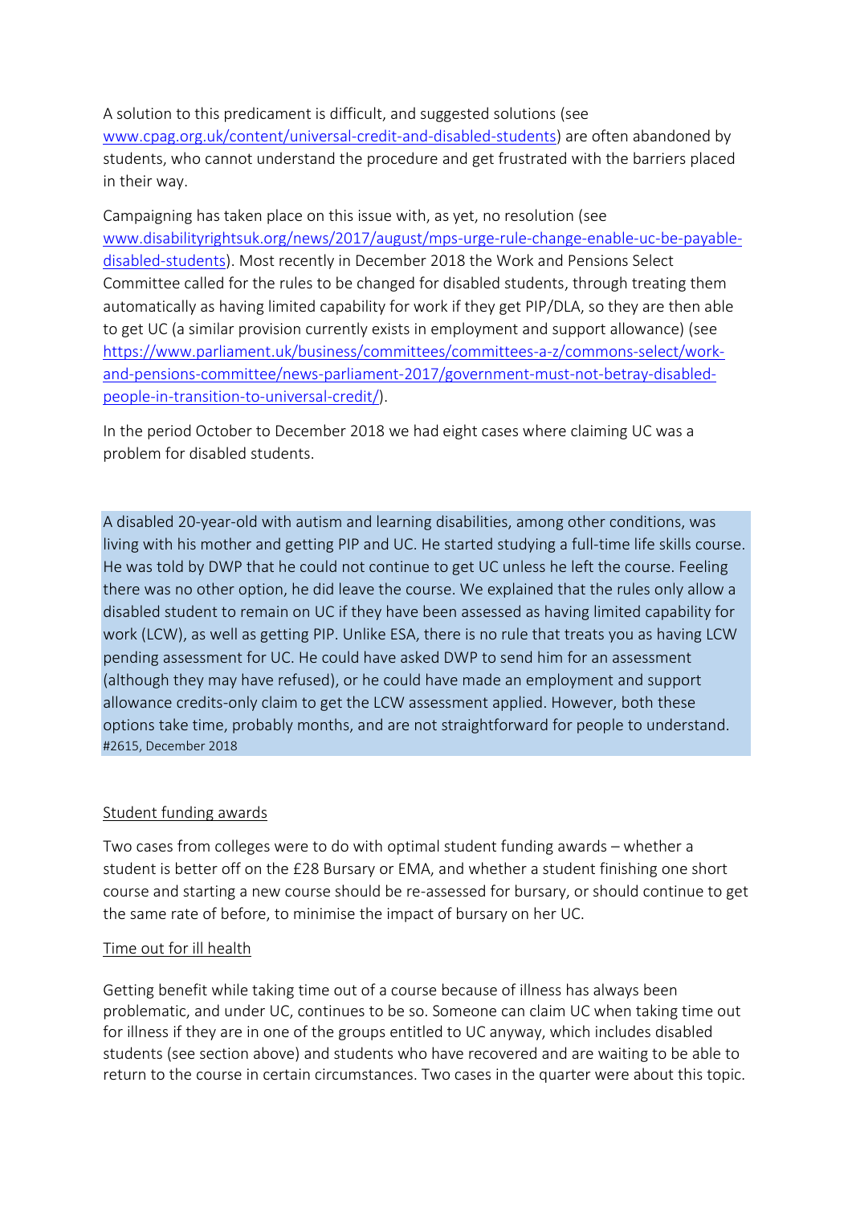A solution to this predicament is difficult, and suggested solutions (see [www.cpag.org.uk/content/universal-credit-and-disabled-students](www.cpag.org.uk/content/universal-credit-and-disabled-students)) are often abandoned by students, who cannot understand the procedure and get frustrated with the barriers placed in their way.

Campaigning has taken place on this issue with, as yet, no resolution (see [www.disabilityrightsuk.org/news/2017/august/mps-urge-rule-change-enable-uc-be-payable-disabled-students](www.disabilityrightsuk.org/news/2017/august/mps-urge-rule-change-enable-uc-be-payable-disabled-students)). Most recently in December 2018 the Work and Pensions Select Committee called for the rules to be changed for disabled students, through treating them automatically as having limited capability for work if they get PIP/DLA, so they are then able to get UC (a similar provision currently exists in employment and support allowance) (see [https://www.parliament.uk/business/committees/committees-a-z/commons-select/work-and-pensions-committee/news-parliament-2017/government-must-not-betray-disabled-people-in-transition-to-universal-credit/](https://www.parliament.uk/business/committees/committees-a-z/commons-select/work-and-pensions-committee/news-parliament-2017/government-must-not-betray-disabled-people-in-transition-to-universal-credit/)).

In the period October to December 2018 we had eight cases where claiming UC was a problem for disabled students.

> A disabled 20-year-old with autism and learning disabilities, among other conditions, was living with his mother and getting PIP and UC. He started studying a full-time life skills course. He was told by DWP that he could not continue to get UC unless he left the course. Feeling there was no other option, he did leave the course. We explained that the rules only allow a disabled student to remain on UC if they have been assessed as having limited capability for work (LCW), as well as getting PIP. Unlike ESA, there is no rule that treats you as having LCW pending assessment for UC. He could have asked DWP to send him for an assessment (although they may have refused), or he could have made an employment and support allowance credits-only claim to get the LCW assessment applied. However, both these options take time, probably months, and are not straightforward for people to understand.
> #2615, December 2018

<u>Student funding awards</u>

Two cases from colleges were to do with optimal student funding awards – whether a student is better off on the £28 Bursary or EMA, and whether a student finishing one short course and starting a new course should be re-assessed for bursary, or should continue to get the same rate of before, to minimise the impact of bursary on her UC.

<u>Time out for ill health</u>

Getting benefit while taking time out of a course because of illness has always been problematic, and under UC, continues to be so. Someone can claim UC when taking time out for illness if they are in one of the groups entitled to UC anyway, which includes disabled students (see section above) and students who have recovered and are waiting to be able to return to the course in certain circumstances. Two cases in the quarter were about this topic.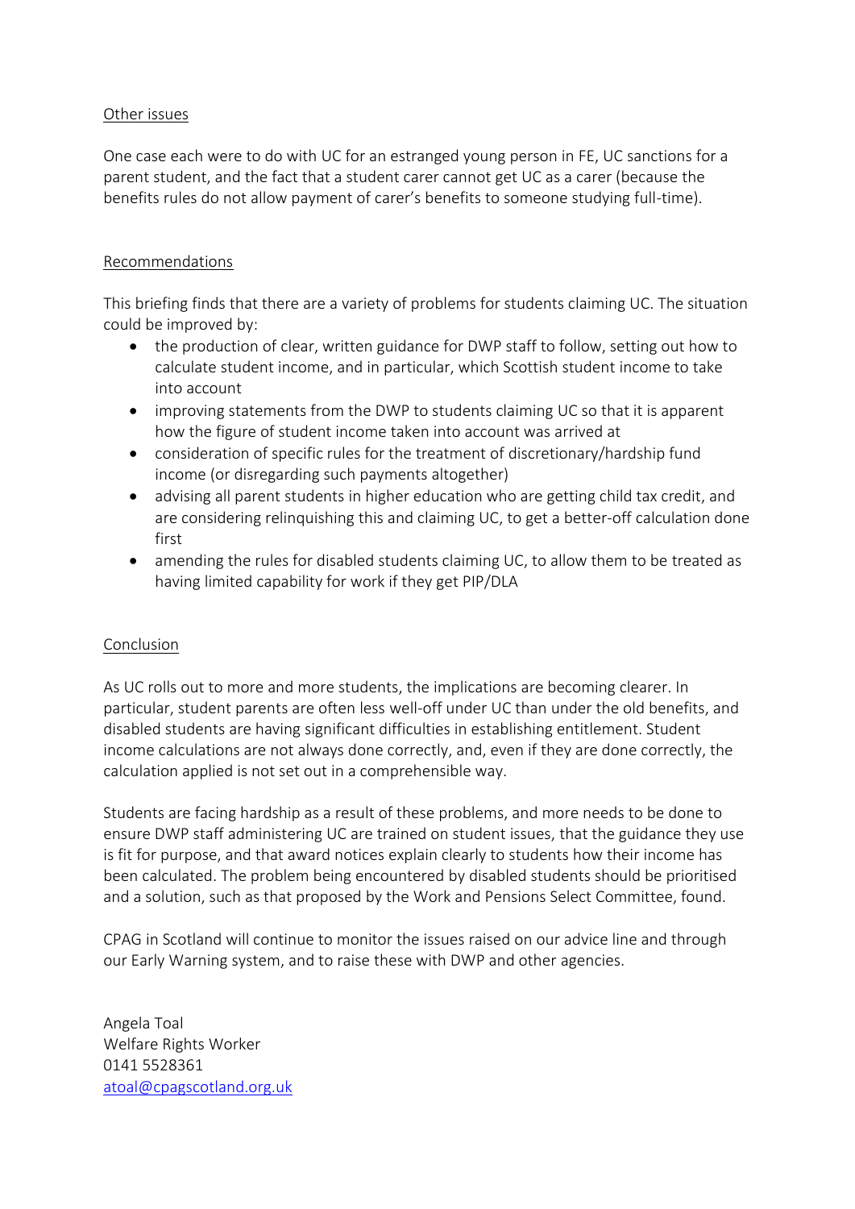## Other issues

One case each were to do with UC for an estranged young person in FE, UC sanctions for a parent student, and the fact that a student carer cannot get UC as a carer (because the benefits rules do not allow payment of carer's benefits to someone studying full-time).

## Recommendations

This briefing finds that there are a variety of problems for students claiming UC. The situation could be improved by:

- the production of clear, written guidance for DWP staff to follow, setting out how to calculate student income, and in particular, which Scottish student income to take into account
- improving statements from the DWP to students claiming UC so that it is apparent how the figure of student income taken into account was arrived at
- consideration of specific rules for the treatment of discretionary/hardship fund income (or disregarding such payments altogether)
- advising all parent students in higher education who are getting child tax credit, and are considering relinquishing this and claiming UC, to get a better-off calculation done first
- amending the rules for disabled students claiming UC, to allow them to be treated as having limited capability for work if they get PIP/DLA

## Conclusion

As UC rolls out to more and more students, the implications are becoming clearer. In particular, student parents are often less well-off under UC than under the old benefits, and disabled students are having significant difficulties in establishing entitlement. Student income calculations are not always done correctly, and, even if they are done correctly, the calculation applied is not set out in a comprehensible way.

Students are facing hardship as a result of these problems, and more needs to be done to ensure DWP staff administering UC are trained on student issues, that the guidance they use is fit for purpose, and that award notices explain clearly to students how their income has been calculated. The problem being encountered by disabled students should be prioritised and a solution, such as that proposed by the Work and Pensions Select Committee, found.

CPAG in Scotland will continue to monitor the issues raised on our advice line and through our Early Warning system, and to raise these with DWP and other agencies.

Angela Toal
Welfare Rights Worker
0141 5528361
atoal@cpagscotland.org.uk